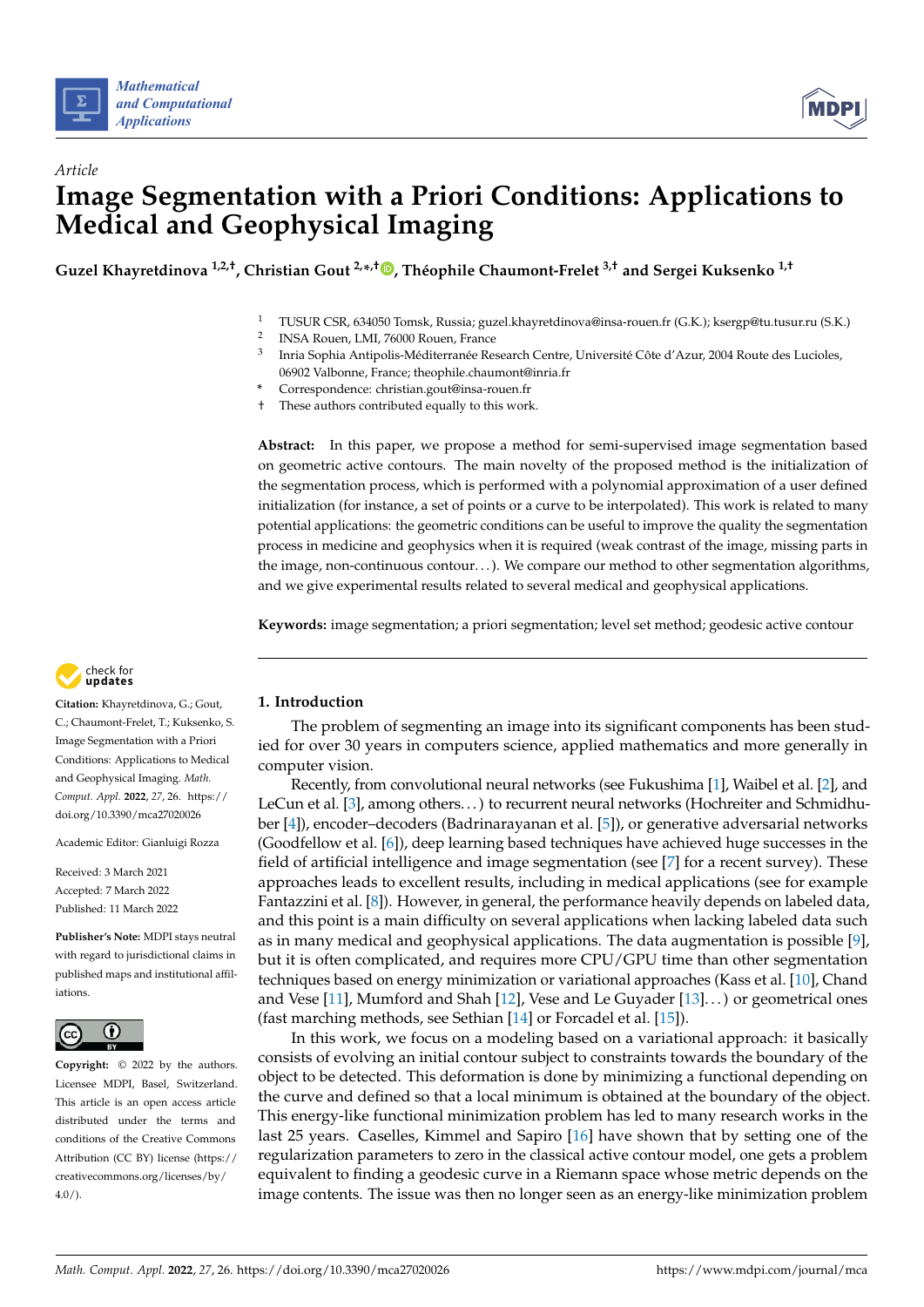*Article*

# Image Segmentation with a Priori Conditions: Applications to Medical and Geophysical Imaging

**Guzel Khayretdinova [1,2,†], Christian Gout [2,*,†], Théophile Chaumont-Frelet [3,†] and Sergei Kuksenko [1,†]**

1. TUSUR CSR, 634050 Tomsk, Russia; guzel.khayretdinova@insa-rouen.fr (G.K.); ksergp@tu.tusur.ru (S.K.)
2. INSA Rouen, LMI, 76000 Rouen, France
3. Inria Sophia Antipolis-Méditerranée Research Centre, Université Côte d'Azur, 2004 Route des Lucioles, 06902 Valbonne, France; theophile.chaumont@inria.fr

\* Correspondence: christian.gout@insa-rouen.fr

† These authors contributed equally to this work.

**Abstract:** In this paper, we propose a method for semi-supervised image segmentation based on geometric active contours. The main novelty of the proposed method is the initialization of the segmentation process, which is performed with a polynomial approximation of a user defined initialization (for instance, a set of points or a curve to be interpolated). This work is related to many potential applications: the geometric conditions can be useful to improve the quality the segmentation process in medicine and geophysics when it is required (weak contrast of the image, missing parts in the image, non-continuous contour. . . ). We compare our method to other segmentation algorithms, and we give experimental results related to several medical and geophysical applications.

**Keywords:** image segmentation; a priori segmentation; level set method; geodesic active contour

**Citation:** Khayretdinova, G.; Gout, C.; Chaumont-Frelet, T.; Kuksenko, S. Image Segmentation with a Priori Conditions: Applications to Medical and Geophysical Imaging. *Math. Comput. Appl.* **2022**, *27*, 26. https://doi.org/10.3390/mca27020026

Academic Editor: Gianluigi Rozza

Received: 3 March 2021
Accepted: 7 March 2022
Published: 11 March 2022

**Publisher's Note:** MDPI stays neutral with regard to jurisdictional claims in published maps and institutional affiliations.

**Copyright:** © 2022 by the authors. Licensee MDPI, Basel, Switzerland. This article is an open access article distributed under the terms and conditions of the Creative Commons Attribution (CC BY) license (https://creativecommons.org/licenses/by/4.0/).

## 1. Introduction

The problem of segmenting an image into its significant components has been studied for over 30 years in computers science, applied mathematics and more generally in computer vision.

Recently, from convolutional neural networks (see Fukushima [1], Waibel et al. [2], and LeCun et al. [3], among others. . . ) to recurrent neural networks (Hochreiter and Schmidhuber [4]), encoder–decoders (Badrinarayanan et al. [5]), or generative adversarial networks (Goodfellow et al. [6]), deep learning based techniques have achieved huge successes in the field of artificial intelligence and image segmentation (see [7] for a recent survey). These approaches leads to excellent results, including in medical applications (see for example Fantazzini et al. [8]). However, in general, the performance heavily depends on labeled data, and this point is a main difficulty on several applications when lacking labeled data such as in many medical and geophysical applications. The data augmentation is possible [9], but it is often complicated, and requires more CPU/GPU time than other segmentation techniques based on energy minimization or variational approaches (Kass et al. [10], Chand and Vese [11], Mumford and Shah [12], Vese and Le Guyader [13]. . . ) or geometrical ones (fast marching methods, see Sethian [14] or Forcadel et al. [15]).

In this work, we focus on a modeling based on a variational approach: it basically consists of evolving an initial contour subject to constraints towards the boundary of the object to be detected. This deformation is done by minimizing a functional depending on the curve and defined so that a local minimum is obtained at the boundary of the object. This energy-like functional minimization problem has led to many research works in the last 25 years. Caselles, Kimmel and Sapiro [16] have shown that by setting one of the regularization parameters to zero in the classical active contour model, one gets a problem equivalent to finding a geodesic curve in a Riemann space whose metric depends on the image contents. The issue was then no longer seen as an energy-like minimization problem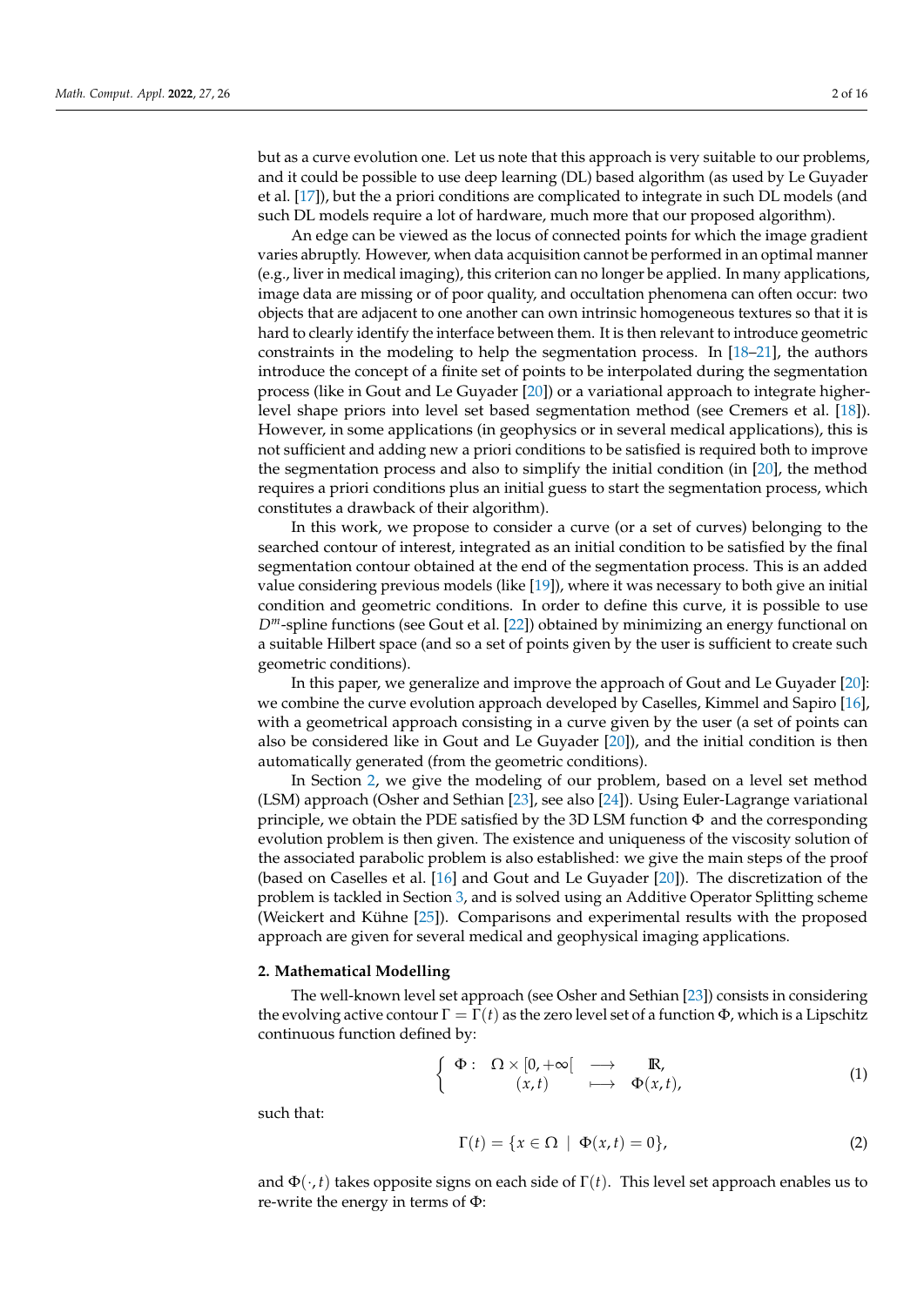but as a curve evolution one. Let us note that this approach is very suitable to our problems, and it could be possible to use deep learning (DL) based algorithm (as used by Le Guyader et al. [17]), but the a priori conditions are complicated to integrate in such DL models (and such DL models require a lot of hardware, much more that our proposed algorithm).

An edge can be viewed as the locus of connected points for which the image gradient varies abruptly. However, when data acquisition cannot be performed in an optimal manner (e.g., liver in medical imaging), this criterion can no longer be applied. In many applications, image data are missing or of poor quality, and occultation phenomena can often occur: two objects that are adjacent to one another can own intrinsic homogeneous textures so that it is hard to clearly identify the interface between them. It is then relevant to introduce geometric constraints in the modeling to help the segmentation process. In [18–21], the authors introduce the concept of a finite set of points to be interpolated during the segmentation process (like in Gout and Le Guyader [20]) or a variational approach to integrate higher-level shape priors into level set based segmentation method (see Cremers et al. [18]). However, in some applications (in geophysics or in several medical applications), this is not sufficient and adding new a priori conditions to be satisfied is required both to improve the segmentation process and also to simplify the initial condition (in [20], the method requires a priori conditions plus an initial guess to start the segmentation process, which constitutes a drawback of their algorithm).

In this work, we propose to consider a curve (or a set of curves) belonging to the searched contour of interest, integrated as an initial condition to be satisfied by the final segmentation contour obtained at the end of the segmentation process. This is an added value considering previous models (like [19]), where it was necessary to both give an initial condition and geometric conditions. In order to define this curve, it is possible to use $D^m$-spline functions (see Gout et al. [22]) obtained by minimizing an energy functional on a suitable Hilbert space (and so a set of points given by the user is sufficient to create such geometric conditions).

In this paper, we generalize and improve the approach of Gout and Le Guyader [20]: we combine the curve evolution approach developed by Caselles, Kimmel and Sapiro [16], with a geometrical approach consisting in a curve given by the user (a set of points can also be considered like in Gout and Le Guyader [20]), and the initial condition is then automatically generated (from the geometric conditions).

In Section 2, we give the modeling of our problem, based on a level set method (LSM) approach (Osher and Sethian [23], see also [24]). Using Euler-Lagrange variational principle, we obtain the PDE satisfied by the 3D LSM function $\Phi$ and the corresponding evolution problem is then given. The existence and uniqueness of the viscosity solution of the associated parabolic problem is also established: we give the main steps of the proof (based on Caselles et al. [16] and Gout and Le Guyader [20]). The discretization of the problem is tackled in Section 3, and is solved using an Additive Operator Splitting scheme (Weickert and Kühne [25]). Comparisons and experimental results with the proposed approach are given for several medical and geophysical imaging applications.

## 2. Mathematical Modelling

The well-known level set approach (see Osher and Sethian [23]) consists in considering the evolving active contour $\Gamma = \Gamma(t)$ as the zero level set of a function $\Phi$, which is a Lipschitz continuous function defined by:

$$
\begin{cases} \Phi: & \Omega \times [0, +\infty[ \quad \longrightarrow \quad \mathbb{R}, \\ & (x, t) \quad \longmapsto \quad \Phi(x, t), \end{cases} \tag{1}
$$

such that:

$$
\Gamma(t) = \{x \in \Omega \mid \Phi(x, t) = 0\}, \tag{2}
$$

and $\Phi(\cdot, t)$ takes opposite signs on each side of $\Gamma(t)$. This level set approach enables us to re-write the energy in terms of $\Phi$: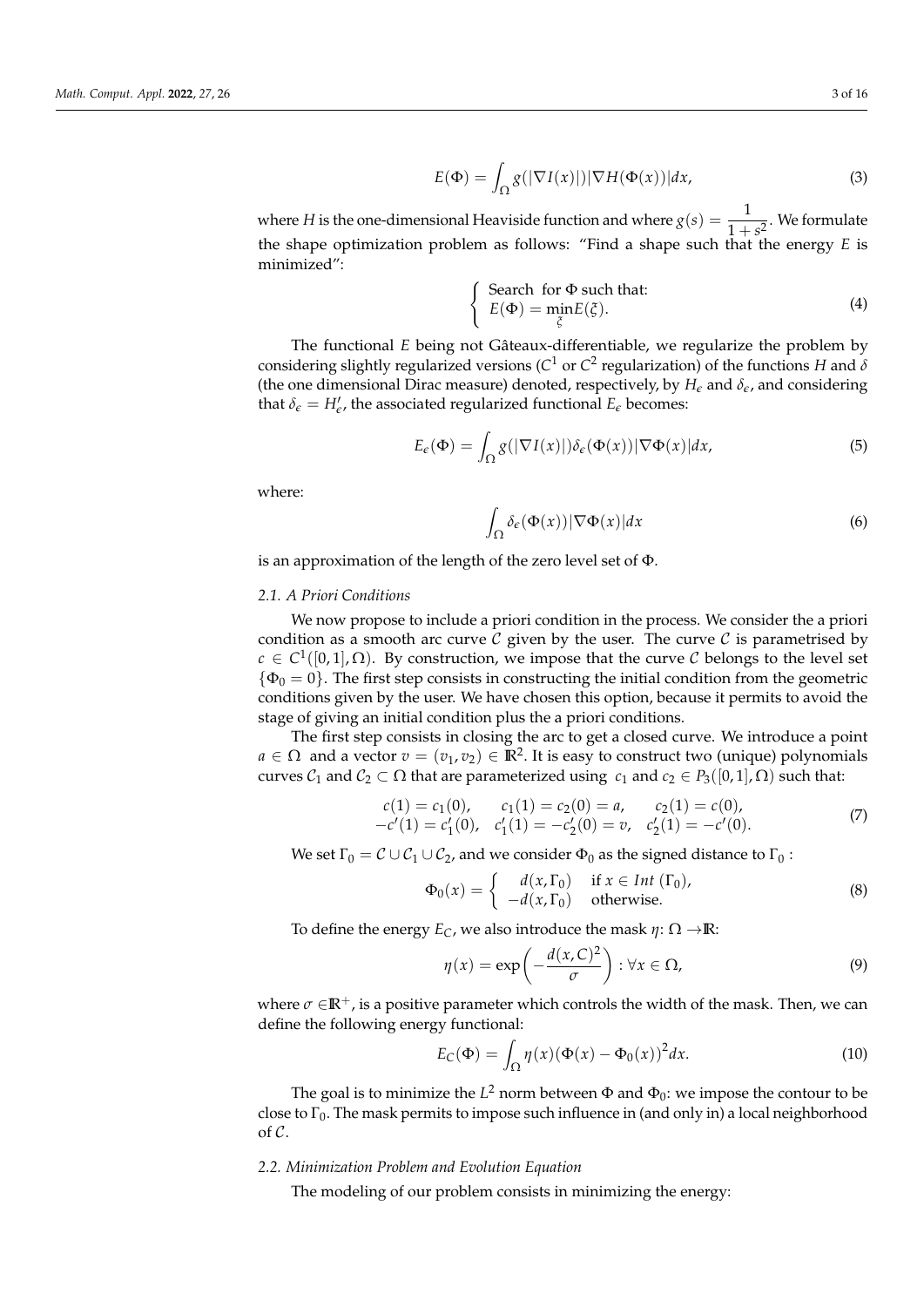$$E(\Phi) = \int_{\Omega} g(|\nabla I(x)|)|\nabla H(\Phi(x))|dx, \tag{3}$$

where $H$ is the one-dimensional Heaviside function and where $g(s) = \dfrac{1}{1+s^2}$. We formulate the shape optimization problem as follows: "Find a shape such that the energy $E$ is minimized":

$$\left\{ \begin{array}{l} \text{Search for } \Phi \text{ such that:} \\ E(\Phi) = \min\limits_{\xi} E(\xi). \end{array} \right. \tag{4}$$

The functional $E$ being not Gâteaux-differentiable, we regularize the problem by considering slightly regularized versions ($C^1$ or $C^2$ regularization) of the functions $H$ and $\delta$ (the one dimensional Dirac measure) denoted, respectively, by $H_\epsilon$ and $\delta_\epsilon$, and considering that $\delta_\epsilon = H'_\epsilon$, the associated regularized functional $E_\epsilon$ becomes:

$$E_\epsilon(\Phi) = \int_{\Omega} g(|\nabla I(x)|)\delta_\epsilon(\Phi(x))|\nabla \Phi(x)|dx, \tag{5}$$

where:

$$\int_{\Omega} \delta_\epsilon(\Phi(x))|\nabla \Phi(x)|dx \tag{6}$$

is an approximation of the length of the zero level set of $\Phi$.

### 2.1. A Priori Conditions

We now propose to include a priori condition in the process. We consider the a priori condition as a smooth arc curve $\mathcal{C}$ given by the user. The curve $\mathcal{C}$ is parametrised by $c \in C^1([0,1],\Omega)$. By construction, we impose that the curve $\mathcal{C}$ belongs to the level set $\{\Phi_0 = 0\}$. The first step consists in constructing the initial condition from the geometric conditions given by the user. We have chosen this option, because it permits to avoid the stage of giving an initial condition plus the a priori conditions.

The first step consists in closing the arc to get a closed curve. We introduce a point $a \in \Omega$ and a vector $v = (v_1, v_2) \in \mathbb{R}^2$. It is easy to construct two (unique) polynomials curves $\mathcal{C}_1$ and $\mathcal{C}_2 \subset \Omega$ that are parameterized using $c_1$ and $c_2 \in P_3([0,1],\Omega)$ such that:

$$\begin{array}{lll} c(1) = c_1(0), & c_1(1) = c_2(0) = a, & c_2(1) = c(0), \\ -c'(1) = c'_1(0), & c'_1(1) = -c'_2(0) = v, & c'_2(1) = -c'(0). \end{array} \tag{7}$$

We set $\Gamma_0 = \mathcal{C} \cup \mathcal{C}_1 \cup \mathcal{C}_2$, and we consider $\Phi_0$ as the signed distance to $\Gamma_0$ :

$$\Phi_0(x) = \left\{ \begin{array}{ll} d(x,\Gamma_0) & \text{if } x \in Int\ (\Gamma_0), \\ -d(x,\Gamma_0) & \text{otherwise.} \end{array} \right. \tag{8}$$

To define the energy $E_C$, we also introduce the mask $\eta$: $\Omega \to \mathbb{R}$:

$$\eta(x) = \exp\left(-\frac{d(x,C)^2}{\sigma}\right) : \forall x \in \Omega, \tag{9}$$

where $\sigma \in \mathbb{R}^+$, is a positive parameter which controls the width of the mask. Then, we can define the following energy functional:

$$E_C(\Phi) = \int_{\Omega} \eta(x)(\Phi(x) - \Phi_0(x))^2 dx. \tag{10}$$

The goal is to minimize the $L^2$ norm between $\Phi$ and $\Phi_0$: we impose the contour to be close to $\Gamma_0$. The mask permits to impose such influence in (and only in) a local neighborhood of $\mathcal{C}$.

### 2.2. Minimization Problem and Evolution Equation

The modeling of our problem consists in minimizing the energy: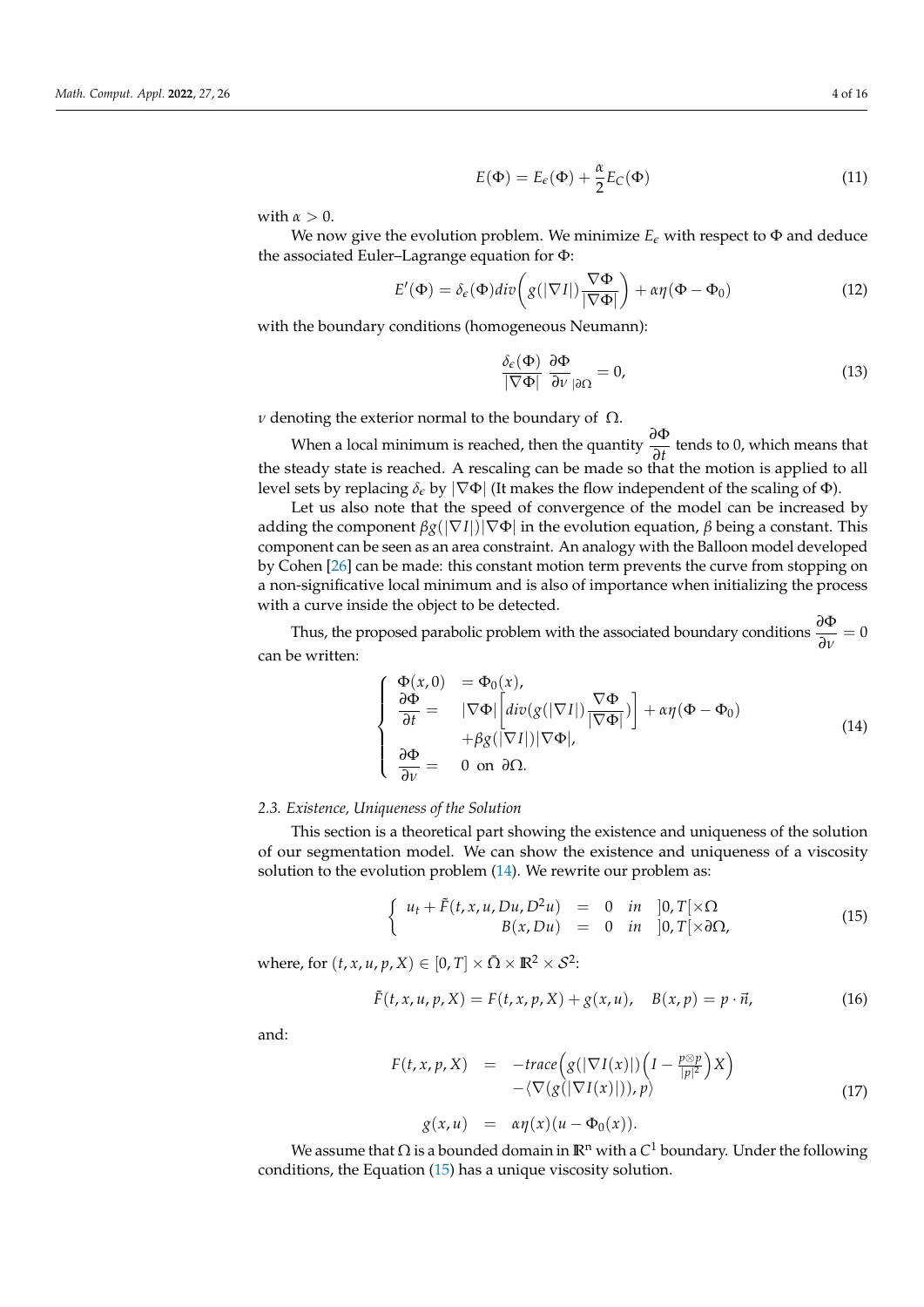$$E(\Phi) = E_\epsilon(\Phi) + \frac{\alpha}{2} E_C(\Phi) \tag{11}$$

with $\alpha > 0$.

We now give the evolution problem. We minimize $E_\epsilon$ with respect to $\Phi$ and deduce the associated Euler–Lagrange equation for $\Phi$:

$$E'(\Phi) = \delta_\epsilon(\Phi) div\left( g(|\nabla I|) \frac{\nabla \Phi}{|\nabla \Phi|} \right) + \alpha\eta(\Phi - \Phi_0) \tag{12}$$

with the boundary conditions (homogeneous Neumann):

$$\frac{\delta_\epsilon(\Phi)}{|\nabla \Phi|} \frac{\partial \Phi}{\partial \nu}_{|\partial\Omega} = 0, \tag{13}$$

$\nu$ denoting the exterior normal to the boundary of $\Omega$.

When a local minimum is reached, then the quantity $\dfrac{\partial \Phi}{\partial t}$ tends to 0, which means that the steady state is reached. A rescaling can be made so that the motion is applied to all level sets by replacing $\delta_\epsilon$ by $|\nabla \Phi|$ (It makes the flow independent of the scaling of $\Phi$).

Let us also note that the speed of convergence of the model can be increased by adding the component $\beta g(|\nabla I|)|\nabla \Phi|$ in the evolution equation, $\beta$ being a constant. This component can be seen as an area constraint. An analogy with the Balloon model developed by Cohen [26] can be made: this constant motion term prevents the curve from stopping on a non-significative local minimum and is also of importance when initializing the process with a curve inside the object to be detected.

Thus, the proposed parabolic problem with the associated boundary conditions $\dfrac{\partial \Phi}{\partial \nu} = 0$ can be written:

$$\left\{ \begin{array}{ll} \Phi(x,0) & = \Phi_0(x), \\ \dfrac{\partial \Phi}{\partial t} = & |\nabla \Phi| \left[ div(g(|\nabla I|) \dfrac{\nabla \Phi}{|\nabla \Phi|}) \right] + \alpha\eta(\Phi - \Phi_0) \\ & +\beta g(|\nabla I|)|\nabla \Phi|, \\ \dfrac{\partial \Phi}{\partial \nu} = & 0 \text{ on } \partial\Omega. \end{array} \right. \tag{14}$$

### 2.3. Existence, Uniqueness of the Solution

This section is a theoretical part showing the existence and uniqueness of the solution of our segmentation model. We can show the existence and uniqueness of a viscosity solution to the evolution problem (14). We rewrite our problem as:

$$\left\{ \begin{array}{rcll} u_t + \tilde{F}(t, x, u, Du, D^2u) & = & 0 & in \quad ]0,T[\times\Omega \\ B(x, Du) & = & 0 & in \quad ]0,T[\times\partial\Omega, \end{array} \right. \tag{15}$$

where, for $(t, x, u, p, X) \in [0, T] \times \bar{\Omega} \times \mathbb{R}^2 \times \mathcal{S}^2$:

$$\tilde{F}(t, x, u, p, X) = F(t, x, p, X) + g(x, u), \quad B(x, p) = p \cdot \vec{n}, \tag{16}$$

and:

$$\begin{array}{rcl} F(t, x, p, X) & = & -trace\Big( g(|\nabla I(x)|) \Big( I - \frac{p \otimes p}{|p|^2} \Big) X \Big) \\ & & -\langle \nabla(g(|\nabla I(x)|)), p \rangle \\ g(x, u) & = & \alpha\eta(x)(u - \Phi_0(x)). \end{array} \tag{17}$$

We assume that $\Omega$ is a bounded domain in $\mathbb{R}^n$ with a $C^1$ boundary. Under the following conditions, the Equation (15) has a unique viscosity solution.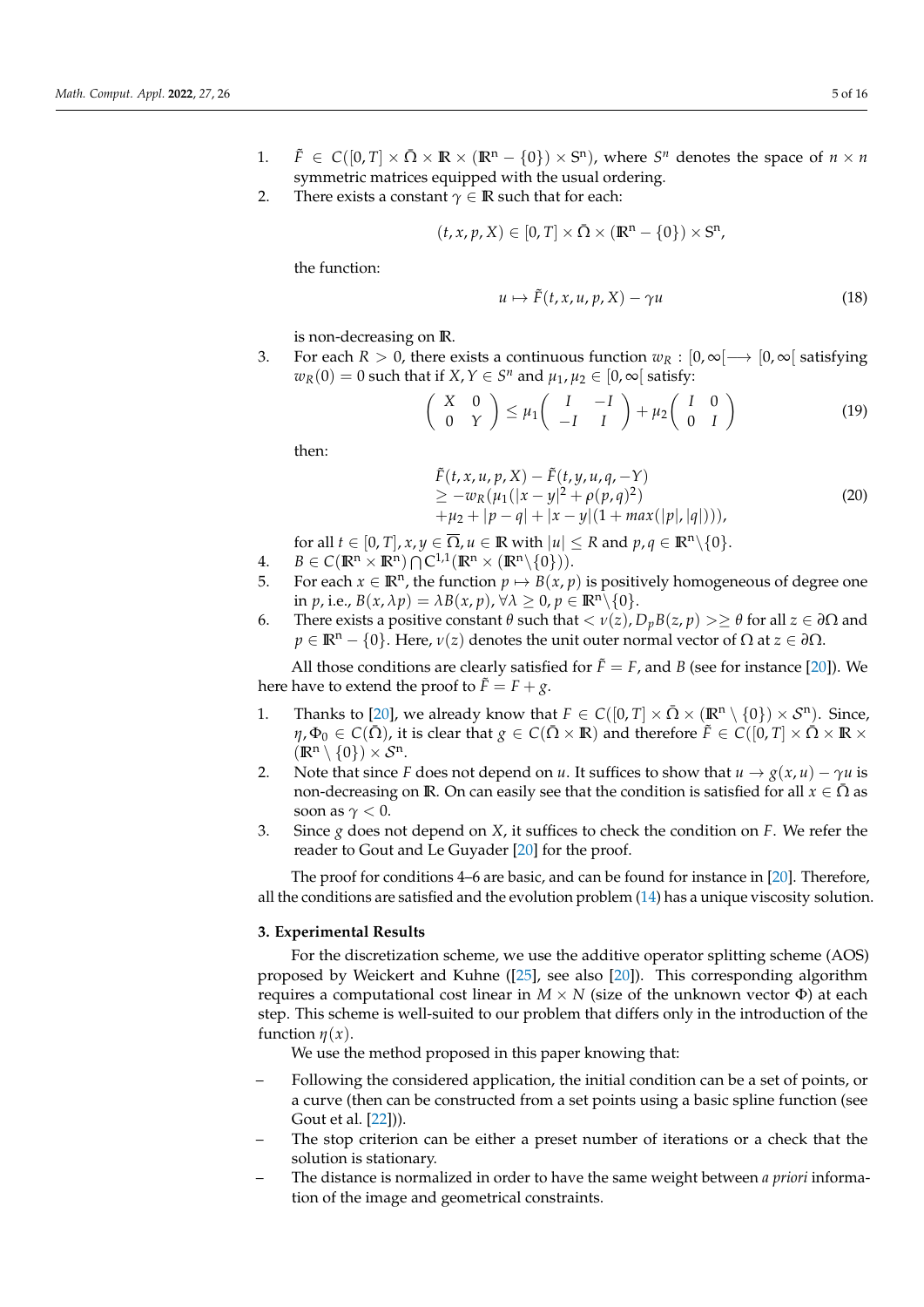1. $\tilde{F} \in C([0,T] \times \bar{\Omega} \times \mathbb{R} \times (\mathbb{R}^n - \{0\}) \times S^n)$, where $S^n$ denotes the space of $n \times n$ symmetric matrices equipped with the usual ordering.
2. There exists a constant $\gamma \in \mathbb{R}$ such that for each:

$$(t, x, p, X) \in [0,T] \times \bar{\Omega} \times (\mathbb{R}^n - \{0\}) \times S^n,$$

the function:

$$u \mapsto \tilde{F}(t, x, u, p, X) - \gamma u \tag{18}$$

is non-decreasing on $\mathbb{R}$.

3. For each $R > 0$, there exists a continuous function $w_R : [0, \infty[ \longrightarrow [0, \infty[$ satisfying $w_R(0) = 0$ such that if $X, Y \in S^n$ and $\mu_1, \mu_2 \in [0, \infty[$ satisfy:

$$\begin{pmatrix} X & 0 \\ 0 & Y \end{pmatrix} \leq \mu_1 \begin{pmatrix} I & -I \\ -I & I \end{pmatrix} + \mu_2 \begin{pmatrix} I & 0 \\ 0 & I \end{pmatrix} \tag{19}$$

then:

$$\begin{aligned} &\tilde{F}(t, x, u, p, X) - \tilde{F}(t, y, u, q, -Y) \\ &\geq -w_R(\mu_1(|x-y|^2 + \rho(p,q)^2) \\ &+\mu_2 + |p-q| + |x-y|(1 + max(|p|, |q|))), \end{aligned} \tag{20}$$

for all $t \in [0,T], x, y \in \overline{\Omega}, u \in \mathbb{R}$ with $|u| \leq R$ and $p, q \in \mathbb{R}^n \backslash \{0\}$.

4. $B \in C(\mathbb{R}^n \times \mathbb{R}^n) \bigcap C^{1,1}(\mathbb{R}^n \times (\mathbb{R}^n \backslash \{0\}))$.
5. For each $x \in \mathbb{R}^n$, the function $p \mapsto B(x,p)$ is positively homogeneous of degree one in $p$, i.e., $B(x, \lambda p) = \lambda B(x,p), \forall \lambda \geq 0, p \in \mathbb{R}^n \backslash \{0\}$.
6. There exists a positive constant $\theta$ such that $< \nu(z), D_p B(z,p) > \geq \theta$ for all $z \in \partial\Omega$ and $p \in \mathbb{R}^n - \{0\}$. Here, $\nu(z)$ denotes the unit outer normal vector of $\Omega$ at $z \in \partial\Omega$.

All those conditions are clearly satisfied for $\tilde{F} = F$, and $B$ (see for instance [20]). We here have to extend the proof to $\tilde{F} = F + g$.

1. Thanks to [20], we already know that $F \in C([0,T] \times \bar{\Omega} \times (\mathbb{R}^n \setminus \{0\}) \times \mathcal{S}^n)$. Since, $\eta, \Phi_0 \in C(\bar{\Omega})$, it is clear that $g \in C(\bar{\Omega} \times \mathbb{R})$ and therefore $\tilde{F} \in C([0,T] \times \bar{\Omega} \times \mathbb{R} \times (\mathbb{R}^n \setminus \{0\}) \times \mathcal{S}^n$.
2. Note that since $F$ does not depend on $u$. It suffices to show that $u \to g(x,u) - \gamma u$ is non-decreasing on $\mathbb{R}$. On can easily see that the condition is satisfied for all $x \in \bar{\Omega}$ as soon as $\gamma < 0$.
3. Since $g$ does not depend on $X$, it suffices to check the condition on $F$. We refer the reader to Gout and Le Guyader [20] for the proof.

The proof for conditions 4–6 are basic, and can be found for instance in [20]. Therefore, all the conditions are satisfied and the evolution problem (14) has a unique viscosity solution.

### 3. Experimental Results

For the discretization scheme, we use the additive operator splitting scheme (AOS) proposed by Weickert and Kuhne ([25], see also [20]). This corresponding algorithm requires a computational cost linear in $M \times N$ (size of the unknown vector $\Phi$) at each step. This scheme is well-suited to our problem that differs only in the introduction of the function $\eta(x)$.

We use the method proposed in this paper knowing that:

- Following the considered application, the initial condition can be a set of points, or a curve (then can be constructed from a set points using a basic spline function (see Gout et al. [22])).
- The stop criterion can be either a preset number of iterations or a check that the solution is stationary.
- The distance is normalized in order to have the same weight between *a priori* information of the image and geometrical constraints.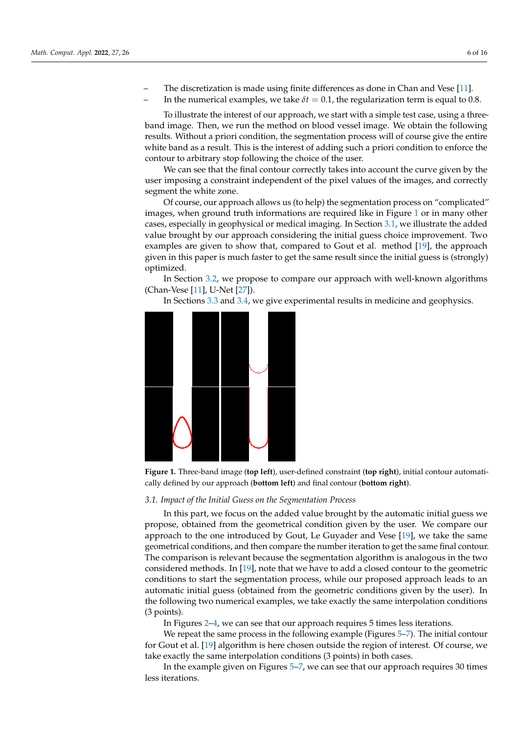- The discretization is made using finite differences as done in Chan and Vese [11].
- In the numerical examples, we take $\delta t = 0.1$, the regularization term is equal to 0.8.

To illustrate the interest of our approach, we start with a simple test case, using a three-band image. Then, we run the method on blood vessel image. We obtain the following results. Without a priori condition, the segmentation process will of course give the entire white band as a result. This is the interest of adding such a priori condition to enforce the contour to arbitrary stop following the choice of the user.

We can see that the final contour correctly takes into account the curve given by the user imposing a constraint independent of the pixel values of the images, and correctly segment the white zone.

Of course, our approach allows us (to help) the segmentation process on "complicated" images, when ground truth informations are required like in Figure 1 or in many other cases, especially in geophysical or medical imaging. In Section 3.1, we illustrate the added value brought by our approach considering the initial guess choice improvement. Two examples are given to show that, compared to Gout et al. method [19], the approach given in this paper is much faster to get the same result since the initial guess is (strongly) optimized.

In Section 3.2, we propose to compare our approach with well-known algorithms (Chan-Vese [11], U-Net [27]).

In Sections 3.3 and 3.4, we give experimental results in medicine and geophysics.

**Figure 1.** Three-band image (**top left**), user-defined constraint (**top right**), initial contour automatically defined by our approach (**bottom left**) and final contour (**bottom right**).

### *3.1. Impact of the Initial Guess on the Segmentation Process*

In this part, we focus on the added value brought by the automatic initial guess we propose, obtained from the geometrical condition given by the user. We compare our approach to the one introduced by Gout, Le Guyader and Vese [19], we take the same geometrical conditions, and then compare the number iteration to get the same final contour. The comparison is relevant because the segmentation algorithm is analogous in the two considered methods. In [19], note that we have to add a closed contour to the geometric conditions to start the segmentation process, while our proposed approach leads to an automatic initial guess (obtained from the geometric conditions given by the user). In the following two numerical examples, we take exactly the same interpolation conditions (3 points).

In Figures 2–4, we can see that our approach requires 5 times less iterations.

We repeat the same process in the following example (Figures 5–7). The initial contour for Gout et al. [19] algorithm is here chosen outside the region of interest. Of course, we take exactly the same interpolation conditions (3 points) in both cases.

In the example given on Figures 5–7, we can see that our approach requires 30 times less iterations.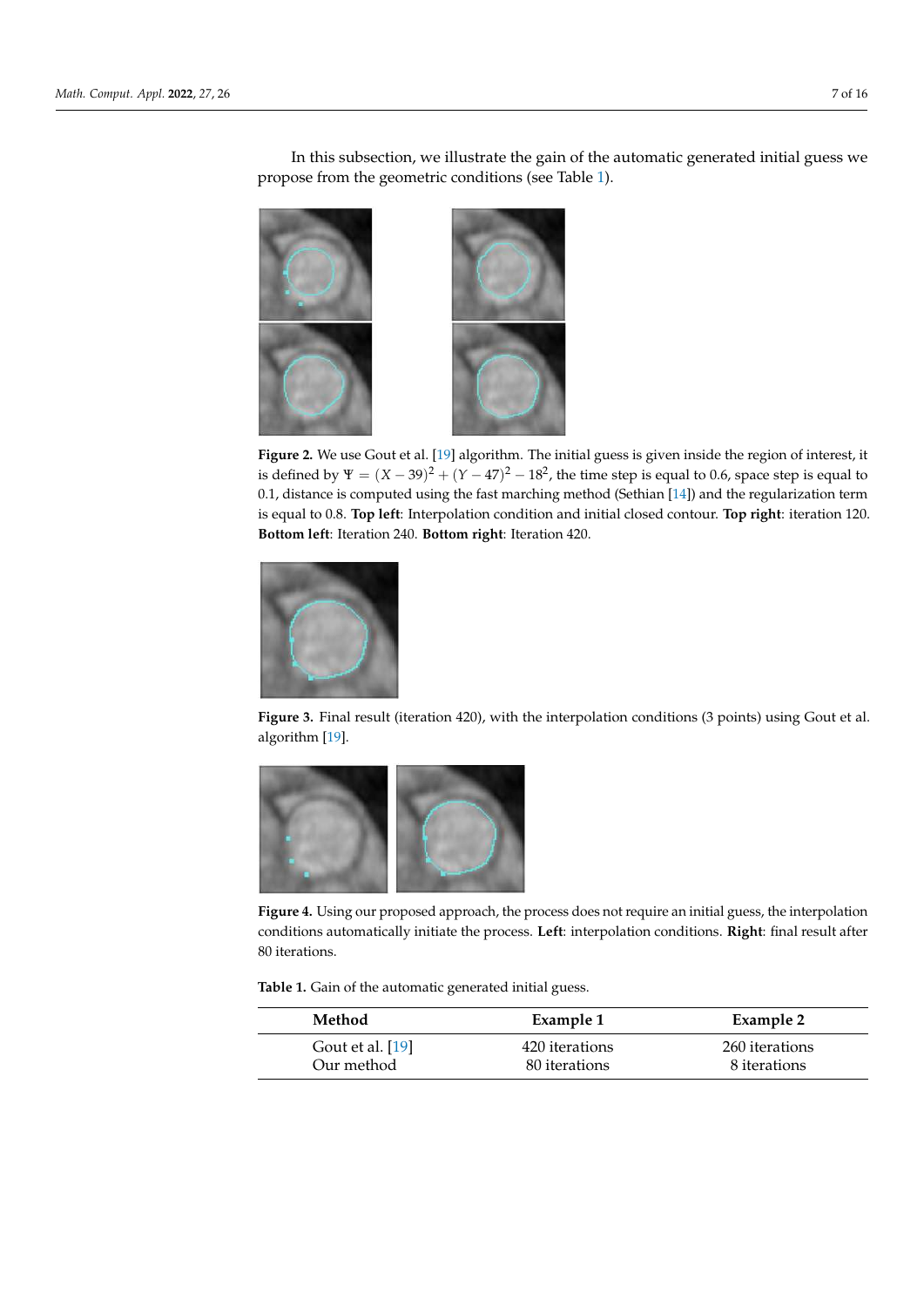In this subsection, we illustrate the gain of the automatic generated initial guess we propose from the geometric conditions (see Table 1).

**Figure 2.** We use Gout et al. [19] algorithm. The initial guess is given inside the region of interest, it is defined by $\Psi = (X-39)^2 + (Y-47)^2 - 18^2$, the time step is equal to 0.6, space step is equal to 0.1, distance is computed using the fast marching method (Sethian [14]) and the regularization term is equal to 0.8. **Top left**: Interpolation condition and initial closed contour. **Top right**: iteration 120. **Bottom left**: Iteration 240. **Bottom right**: Iteration 420.

**Figure 3.** Final result (iteration 420), with the interpolation conditions (3 points) using Gout et al. algorithm [19].

**Figure 4.** Using our proposed approach, the process does not require an initial guess, the interpolation conditions automatically initiate the process. **Left**: interpolation conditions. **Right**: final result after 80 iterations.

**Table 1.** Gain of the automatic generated initial guess.

| Method | Example 1 | Example 2 |
|---|---|---|
| Gout et al. [19] | 420 iterations | 260 iterations |
| Our method | 80 iterations | 8 iterations |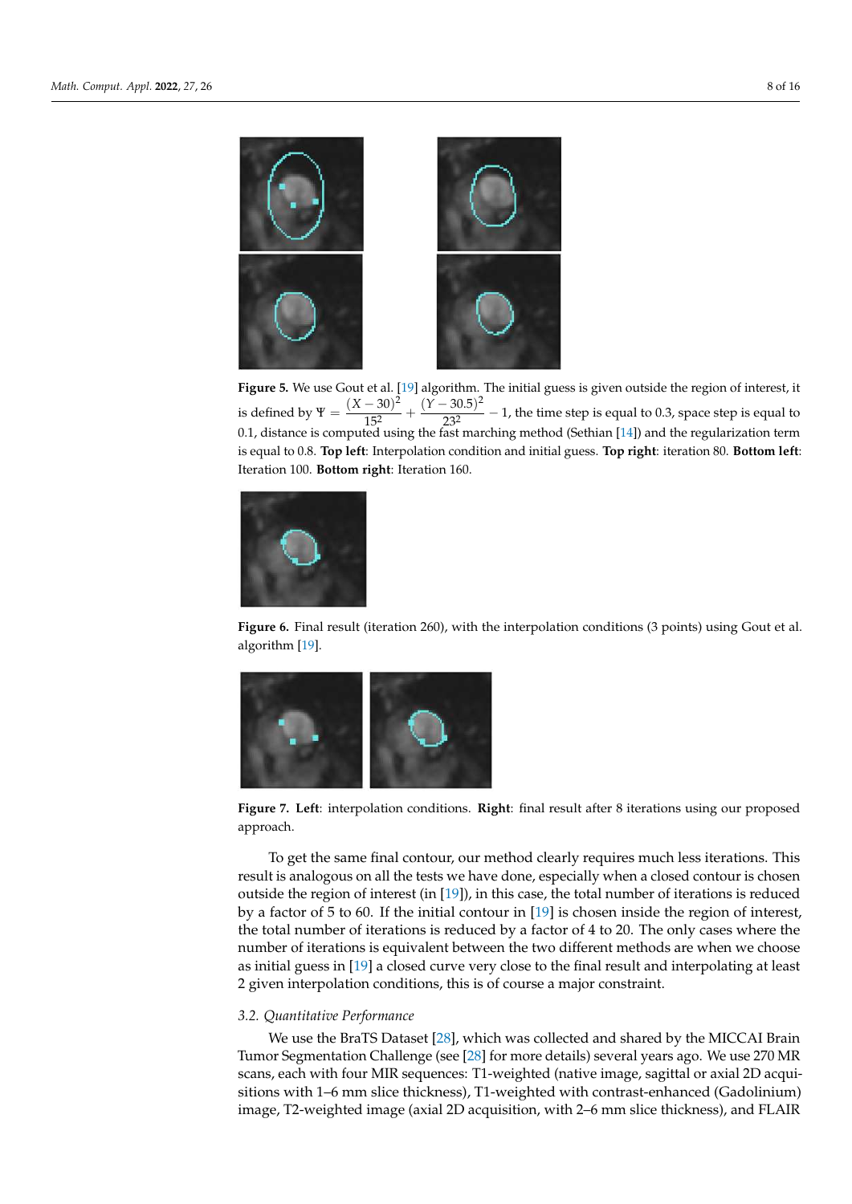**Figure 5.** We use Gout et al. [19] algorithm. The initial guess is given outside the region of interest, it is defined by $\Psi = \frac{(X-30)^2}{15^2} + \frac{(Y-30.5)^2}{23^2} - 1$, the time step is equal to 0.3, space step is equal to 0.1, distance is computed using the fast marching method (Sethian [14]) and the regularization term is equal to 0.8. **Top left**: Interpolation condition and initial guess. **Top right**: iteration 80. **Bottom left**: Iteration 100. **Bottom right**: Iteration 160.

**Figure 6.** Final result (iteration 260), with the interpolation conditions (3 points) using Gout et al. algorithm [19].

**Figure 7. Left**: interpolation conditions. **Right**: final result after 8 iterations using our proposed approach.

To get the same final contour, our method clearly requires much less iterations. This result is analogous on all the tests we have done, especially when a closed contour is chosen outside the region of interest (in [19]), in this case, the total number of iterations is reduced by a factor of 5 to 60. If the initial contour in [19] is chosen inside the region of interest, the total number of iterations is reduced by a factor of 4 to 20. The only cases where the number of iterations is equivalent between the two different methods are when we choose as initial guess in [19] a closed curve very close to the final result and interpolating at least 2 given interpolation conditions, this is of course a major constraint.

### 3.2. Quantitative Performance

We use the BraTS Dataset [28], which was collected and shared by the MICCAI Brain Tumor Segmentation Challenge (see [28] for more details) several years ago. We use 270 MR scans, each with four MIR sequences: T1-weighted (native image, sagittal or axial 2D acquisitions with 1–6 mm slice thickness), T1-weighted with contrast-enhanced (Gadolinium) image, T2-weighted image (axial 2D acquisition, with 2–6 mm slice thickness), and FLAIR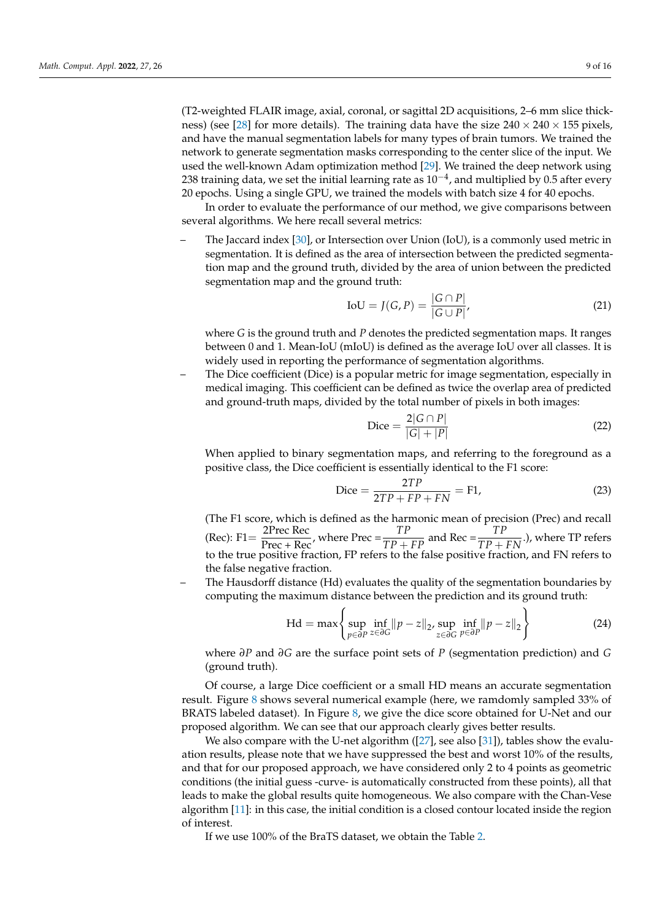(T2-weighted FLAIR image, axial, coronal, or sagittal 2D acquisitions, 2–6 mm slice thickness) (see [28] for more details). The training data have the size $240 \times 240 \times 155$ pixels, and have the manual segmentation labels for many types of brain tumors. We trained the network to generate segmentation masks corresponding to the center slice of the input. We used the well-known Adam optimization method [29]. We trained the deep network using 238 training data, we set the initial learning rate as $10^{-4}$, and multiplied by 0.5 after every 20 epochs. Using a single GPU, we trained the models with batch size 4 for 40 epochs.

In order to evaluate the performance of our method, we give comparisons between several algorithms. We here recall several metrics:

– The Jaccard index [30], or Intersection over Union (IoU), is a commonly used metric in segmentation. It is defined as the area of intersection between the predicted segmentation map and the ground truth, divided by the area of union between the predicted segmentation map and the ground truth:

$$\text{IoU} = J(G, P) = \frac{|G \cap P|}{|G \cup P|}, \tag{21}$$

where $G$ is the ground truth and $P$ denotes the predicted segmentation maps. It ranges between 0 and 1. Mean-IoU (mIoU) is defined as the average IoU over all classes. It is widely used in reporting the performance of segmentation algorithms.

– The Dice coefficient (Dice) is a popular metric for image segmentation, especially in medical imaging. This coefficient can be defined as twice the overlap area of predicted and ground-truth maps, divided by the total number of pixels in both images:

$$\text{Dice} = \frac{2|G \cap P|}{|G| + |P|} \tag{22}$$

When applied to binary segmentation maps, and referring to the foreground as a positive class, the Dice coefficient is essentially identical to the F1 score:

$$\text{Dice} = \frac{2TP}{2TP + FP + FN} = \text{F1}, \tag{23}$$

(The F1 score, which is defined as the harmonic mean of precision (Prec) and recall (Rec): F1$= \dfrac{2\text{Prec Rec}}{\text{Prec + Rec}}$, where Prec $= \dfrac{TP}{TP + FP}$ and Rec $= \dfrac{TP}{TP + FN}$.), where TP refers to the true positive fraction, FP refers to the false positive fraction, and FN refers to the false negative fraction.

– The Hausdorff distance (Hd) evaluates the quality of the segmentation boundaries by computing the maximum distance between the prediction and its ground truth:

$$\text{Hd} = \max\left\{ \sup_{p \in \partial P} \inf_{z \in \partial G} \|p - z\|_2, \sup_{z \in \partial G} \inf_{p \in \partial P} \|p - z\|_2 \right\} \tag{24}$$

where $\partial P$ and $\partial G$ are the surface point sets of $P$ (segmentation prediction) and $G$ (ground truth).

Of course, a large Dice coefficient or a small HD means an accurate segmentation result. Figure 8 shows several numerical example (here, we ramdomly sampled 33% of BRATS labeled dataset). In Figure 8, we give the dice score obtained for U-Net and our proposed algorithm. We can see that our approach clearly gives better results.

We also compare with the U-net algorithm ([27], see also [31]), tables show the evaluation results, please note that we have suppressed the best and worst 10% of the results, and that for our proposed approach, we have considered only 2 to 4 points as geometric conditions (the initial guess -curve- is automatically constructed from these points), all that leads to make the global results quite homogeneous. We also compare with the Chan-Vese algorithm [11]: in this case, the initial condition is a closed contour located inside the region of interest.

If we use 100% of the BraTS dataset, we obtain the Table 2.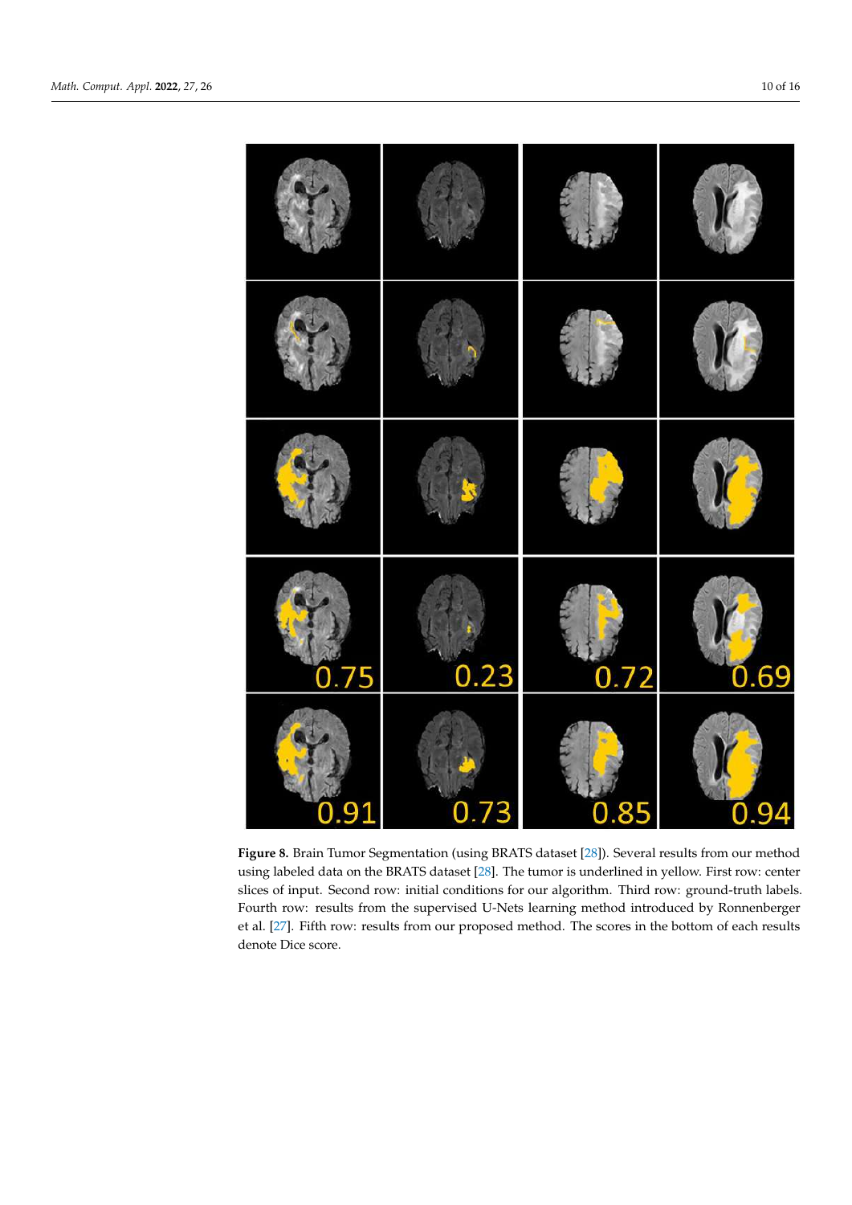**Figure 8.** Brain Tumor Segmentation (using BRATS dataset [28]). Several results from our method using labeled data on the BRATS dataset [28]. The tumor is underlined in yellow. First row: center slices of input. Second row: initial conditions for our algorithm. Third row: ground-truth labels. Fourth row: results from the supervised U-Nets learning method introduced by Ronnenberger et al. [27]. Fifth row: results from our proposed method. The scores in the bottom of each results denote Dice score.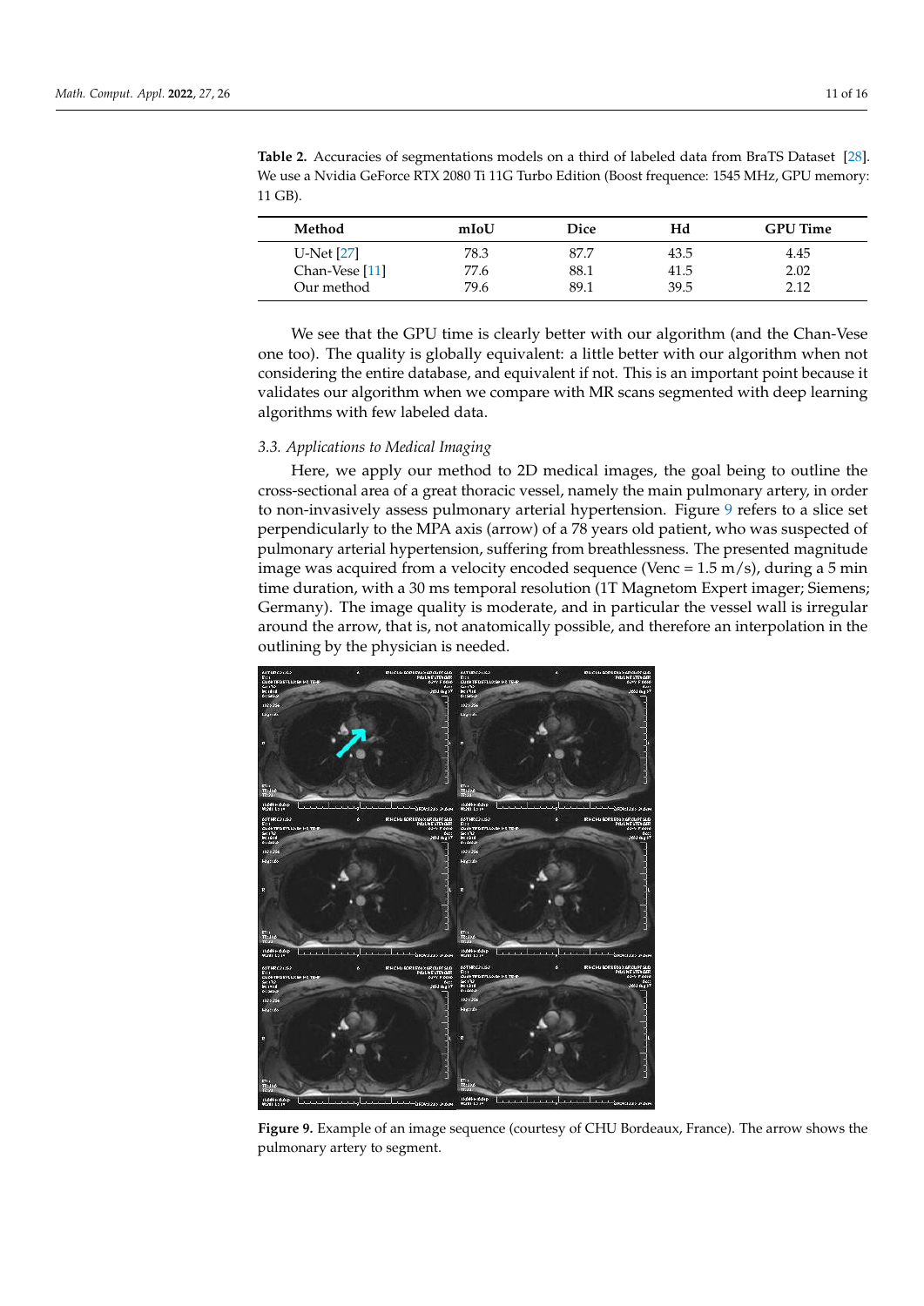**Table 2.** Accuracies of segmentations models on a third of labeled data from BraTS Dataset [28]. We use a Nvidia GeForce RTX 2080 Ti 11G Turbo Edition (Boost frequence: 1545 MHz, GPU memory: 11 GB).

| Method | mIoU | Dice | Hd | GPU Time |
|---|---|---|---|---|
| U-Net [27] | 78.3 | 87.7 | 43.5 | 4.45 |
| Chan-Vese [11] | 77.6 | 88.1 | 41.5 | 2.02 |
| Our method | 79.6 | 89.1 | 39.5 | 2.12 |

We see that the GPU time is clearly better with our algorithm (and the Chan-Vese one too). The quality is globally equivalent: a little better with our algorithm when not considering the entire database, and equivalent if not. This is an important point because it validates our algorithm when we compare with MR scans segmented with deep learning algorithms with few labeled data.

### *3.3. Applications to Medical Imaging*

Here, we apply our method to 2D medical images, the goal being to outline the cross-sectional area of a great thoracic vessel, namely the main pulmonary artery, in order to non-invasively assess pulmonary arterial hypertension. Figure 9 refers to a slice set perpendicularly to the MPA axis (arrow) of a 78 years old patient, who was suspected of pulmonary arterial hypertension, suffering from breathlessness. The presented magnitude image was acquired from a velocity encoded sequence (Venc = 1.5 m/s), during a 5 min time duration, with a 30 ms temporal resolution (1T Magnetom Expert imager; Siemens; Germany). The image quality is moderate, and in particular the vessel wall is irregular around the arrow, that is, not anatomically possible, and therefore an interpolation in the outlining by the physician is needed.

**Figure 9.** Example of an image sequence (courtesy of CHU Bordeaux, France). The arrow shows the pulmonary artery to segment.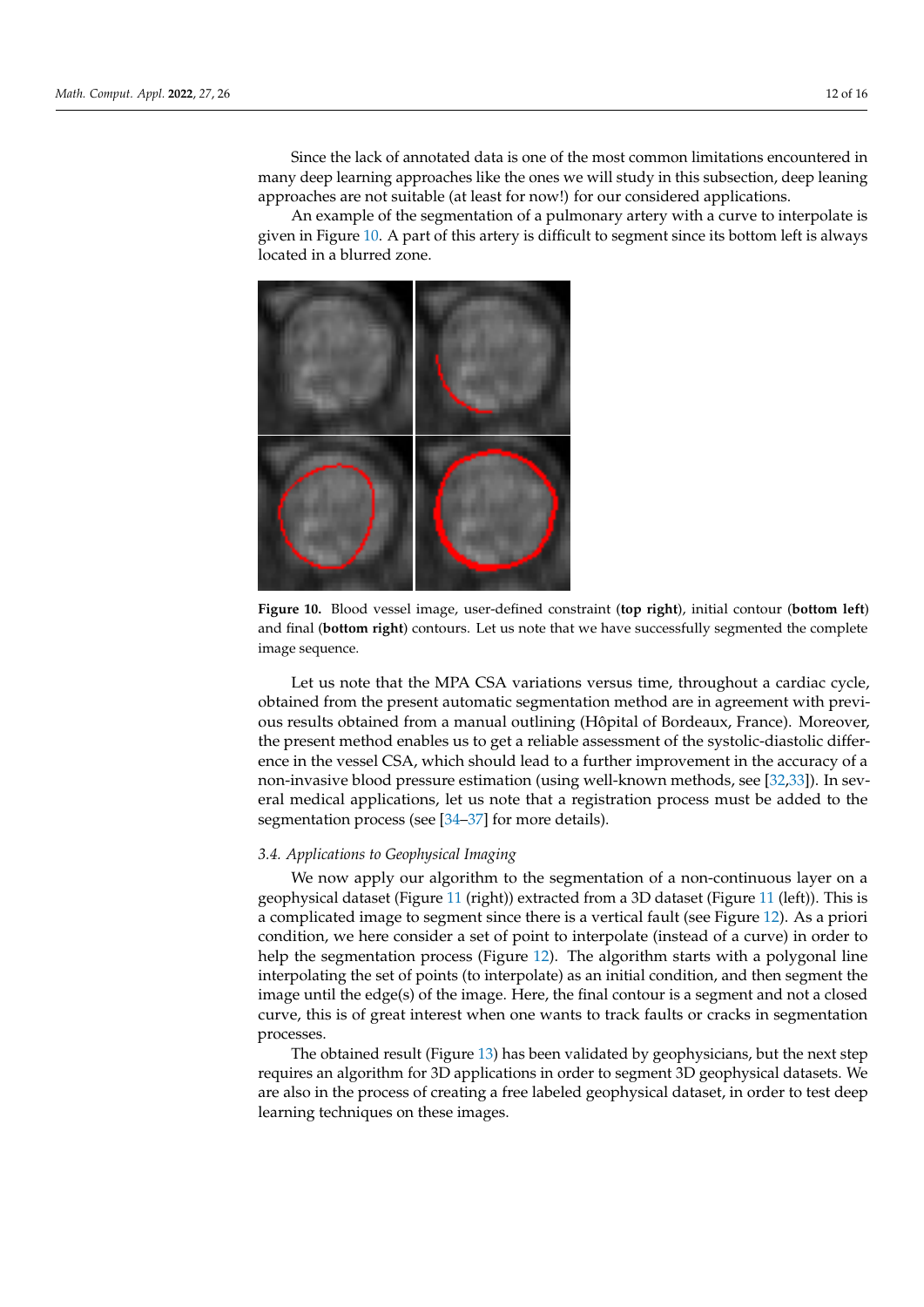Since the lack of annotated data is one of the most common limitations encountered in many deep learning approaches like the ones we will study in this subsection, deep leaning approaches are not suitable (at least for now!) for our considered applications.

An example of the segmentation of a pulmonary artery with a curve to interpolate is given in Figure 10. A part of this artery is difficult to segment since its bottom left is always located in a blurred zone.

**Figure 10.** Blood vessel image, user-defined constraint (**top right**), initial contour (**bottom left**) and final (**bottom right**) contours. Let us note that we have successfully segmented the complete image sequence.

Let us note that the MPA CSA variations versus time, throughout a cardiac cycle, obtained from the present automatic segmentation method are in agreement with previous results obtained from a manual outlining (Hôpital of Bordeaux, France). Moreover, the present method enables us to get a reliable assessment of the systolic-diastolic difference in the vessel CSA, which should lead to a further improvement in the accuracy of a non-invasive blood pressure estimation (using well-known methods, see [32,33]). In several medical applications, let us note that a registration process must be added to the segmentation process (see [34–37] for more details).

### 3.4. Applications to Geophysical Imaging

We now apply our algorithm to the segmentation of a non-continuous layer on a geophysical dataset (Figure 11 (right)) extracted from a 3D dataset (Figure 11 (left)). This is a complicated image to segment since there is a vertical fault (see Figure 12). As a priori condition, we here consider a set of point to interpolate (instead of a curve) in order to help the segmentation process (Figure 12). The algorithm starts with a polygonal line interpolating the set of points (to interpolate) as an initial condition, and then segment the image until the edge(s) of the image. Here, the final contour is a segment and not a closed curve, this is of great interest when one wants to track faults or cracks in segmentation processes.

The obtained result (Figure 13) has been validated by geophysicians, but the next step requires an algorithm for 3D applications in order to segment 3D geophysical datasets. We are also in the process of creating a free labeled geophysical dataset, in order to test deep learning techniques on these images.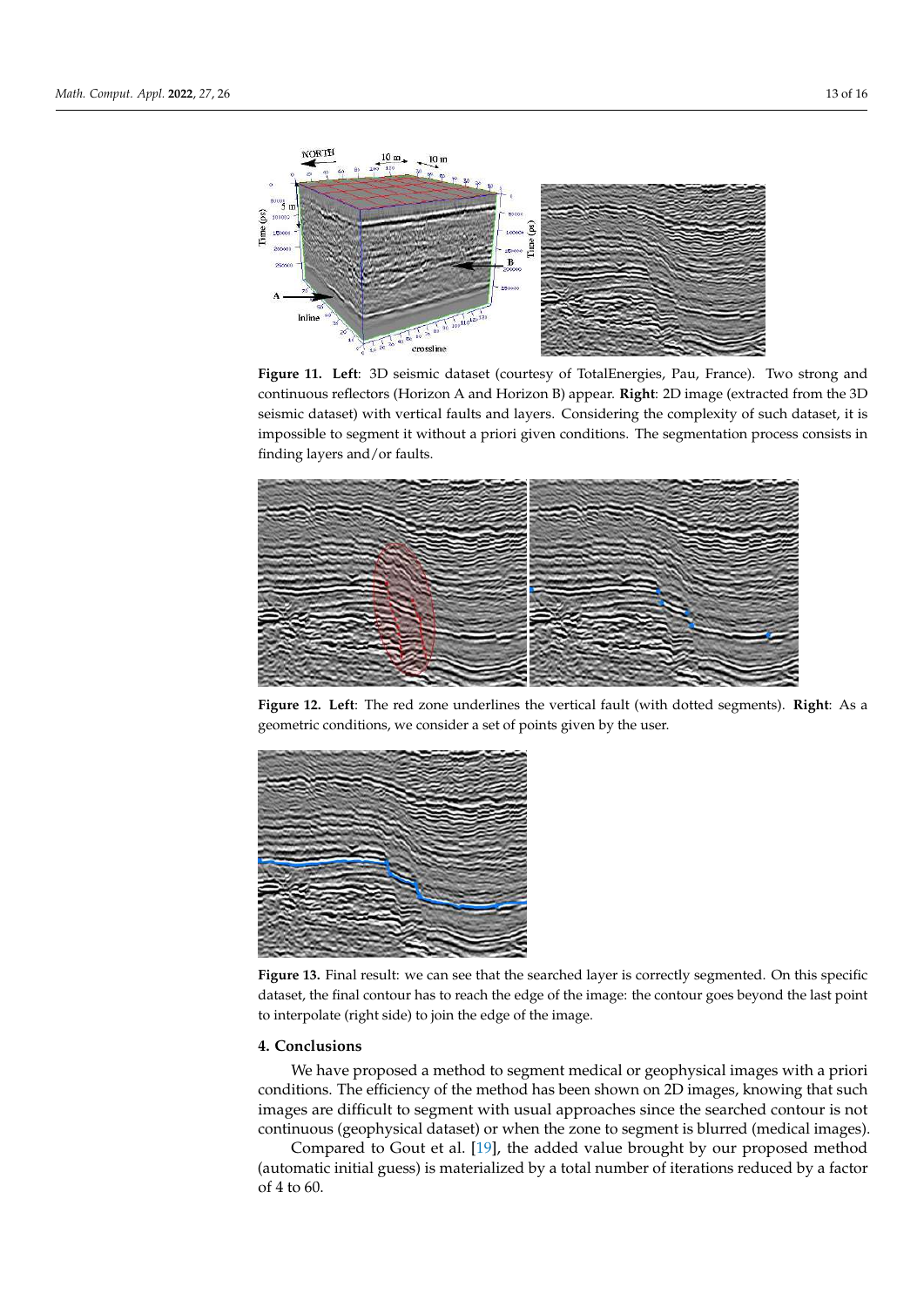**Figure 11. Left**: 3D seismic dataset (courtesy of TotalEnergies, Pau, France). Two strong and continuous reflectors (Horizon A and Horizon B) appear. **Right**: 2D image (extracted from the 3D seismic dataset) with vertical faults and layers. Considering the complexity of such dataset, it is impossible to segment it without a priori given conditions. The segmentation process consists in finding layers and/or faults.

**Figure 12. Left**: The red zone underlines the vertical fault (with dotted segments). **Right**: As a geometric conditions, we consider a set of points given by the user.

**Figure 13.** Final result: we can see that the searched layer is correctly segmented. On this specific dataset, the final contour has to reach the edge of the image: the contour goes beyond the last point to interpolate (right side) to join the edge of the image.

## 4. Conclusions

We have proposed a method to segment medical or geophysical images with a priori conditions. The efficiency of the method has been shown on 2D images, knowing that such images are difficult to segment with usual approaches since the searched contour is not continuous (geophysical dataset) or when the zone to segment is blurred (medical images).

Compared to Gout et al. [19], the added value brought by our proposed method (automatic initial guess) is materialized by a total number of iterations reduced by a factor of 4 to 60.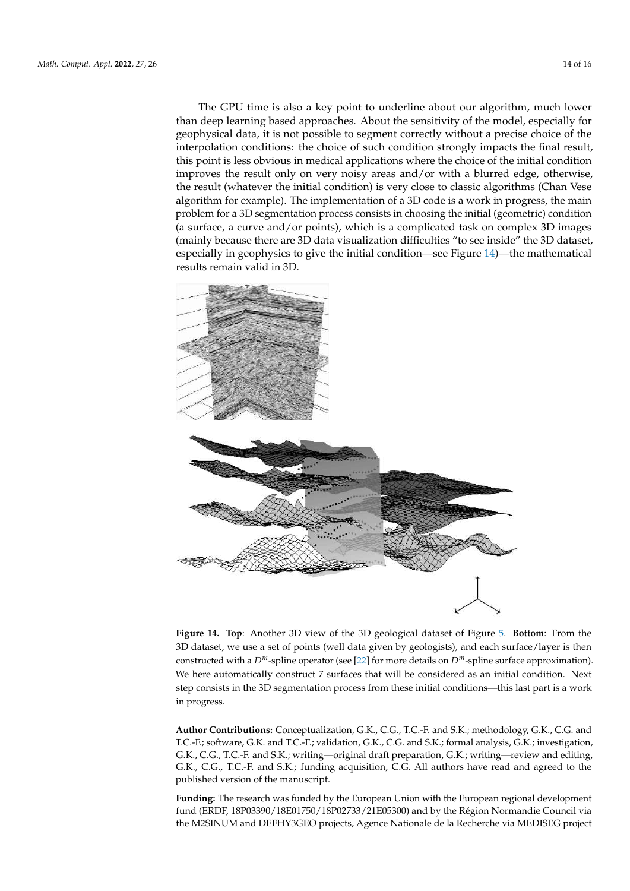The GPU time is also a key point to underline about our algorithm, much lower than deep learning based approaches. About the sensitivity of the model, especially for geophysical data, it is not possible to segment correctly without a precise choice of the interpolation conditions: the choice of such condition strongly impacts the final result, this point is less obvious in medical applications where the choice of the initial condition improves the result only on very noisy areas and/or with a blurred edge, otherwise, the result (whatever the initial condition) is very close to classic algorithms (Chan Vese algorithm for example). The implementation of a 3D code is a work in progress, the main problem for a 3D segmentation process consists in choosing the initial (geometric) condition (a surface, a curve and/or points), which is a complicated task on complex 3D images (mainly because there are 3D data visualization difficulties "to see inside" the 3D dataset, especially in geophysics to give the initial condition—see Figure 14)—the mathematical results remain valid in 3D.

**Figure 14. Top**: Another 3D view of the 3D geological dataset of Figure 5. **Bottom**: From the 3D dataset, we use a set of points (well data given by geologists), and each surface/layer is then constructed with a $D^m$-spline operator (see [22] for more details on $D^m$-spline surface approximation). We here automatically construct 7 surfaces that will be considered as an initial condition. Next step consists in the 3D segmentation process from these initial conditions—this last part is a work in progress.

**Author Contributions:** Conceptualization, G.K., C.G., T.C.-F. and S.K.; methodology, G.K., C.G. and T.C.-F.; software, G.K. and T.C.-F.; validation, G.K., C.G. and S.K.; formal analysis, G.K.; investigation, G.K., C.G., T.C.-F. and S.K.; writing—original draft preparation, G.K.; writing—review and editing, G.K., C.G., T.C.-F. and S.K.; funding acquisition, C.G. All authors have read and agreed to the published version of the manuscript.

**Funding:** The research was funded by the European Union with the European regional development fund (ERDF, 18P03390/18E01750/18P02733/21E05300) and by the Région Normandie Council via the M2SINUM and DEFHY3GEO projects, Agence Nationale de la Recherche via MEDISEG project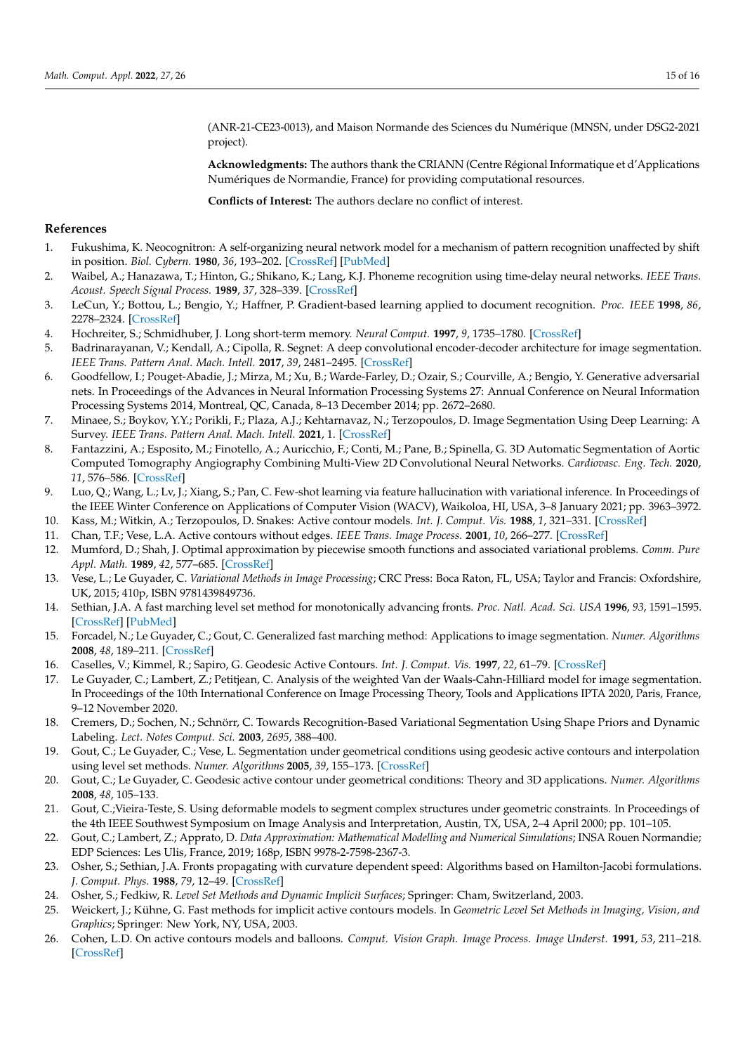(ANR-21-CE23-0013), and Maison Normande des Sciences du Numérique (MNSN, under DSG2-2021 project).

**Acknowledgments:** The authors thank the CRIANN (Centre Régional Informatique et d'Applications Numériques de Normandie, France) for providing computational resources.

**Conflicts of Interest:** The authors declare no conflict of interest.

## References

1. Fukushima, K. Neocognitron: A self-organizing neural network model for a mechanism of pattern recognition unaffected by shift in position. *Biol. Cybern.* **1980**, *36*, 193–202. [CrossRef] [PubMed]
2. Waibel, A.; Hanazawa, T.; Hinton, G.; Shikano, K.; Lang, K.J. Phoneme recognition using time-delay neural networks. *IEEE Trans. Acoust. Speech Signal Process.* **1989**, *37*, 328–339. [CrossRef]
3. LeCun, Y.; Bottou, L.; Bengio, Y.; Haffner, P. Gradient-based learning applied to document recognition. *Proc. IEEE* **1998**, *86*, 2278–2324. [CrossRef]
4. Hochreiter, S.; Schmidhuber, J. Long short-term memory. *Neural Comput.* **1997**, *9*, 1735–1780. [CrossRef]
5. Badrinarayanan, V.; Kendall, A.; Cipolla, R. Segnet: A deep convolutional encoder-decoder architecture for image segmentation. *IEEE Trans. Pattern Anal. Mach. Intell.* **2017**, *39*, 2481–2495. [CrossRef]
6. Goodfellow, I.; Pouget-Abadie, J.; Mirza, M.; Xu, B.; Warde-Farley, D.; Ozair, S.; Courville, A.; Bengio, Y. Generative adversarial nets. In Proceedings of the Advances in Neural Information Processing Systems 27: Annual Conference on Neural Information Processing Systems 2014, Montreal, QC, Canada, 8–13 December 2014; pp. 2672–2680.
7. Minaee, S.; Boykov, Y.Y.; Porikli, F.; Plaza, A.J.; Kehtarnavaz, N.; Terzopoulos, D. Image Segmentation Using Deep Learning: A Survey. *IEEE Trans. Pattern Anal. Mach. Intell.* **2021**, 1. [CrossRef]
8. Fantazzini, A.; Esposito, M.; Finotello, A.; Auricchio, F.; Conti, M.; Pane, B.; Spinella, G. 3D Automatic Segmentation of Aortic Computed Tomography Angiography Combining Multi-View 2D Convolutional Neural Networks. *Cardiovasc. Eng. Tech.* **2020**, *11*, 576–586. [CrossRef]
9. Luo, Q.; Wang, L.; Lv, J.; Xiang, S.; Pan, C. Few-shot learning via feature hallucination with variational inference. In Proceedings of the IEEE Winter Conference on Applications of Computer Vision (WACV), Waikoloa, HI, USA, 3–8 January 2021; pp. 3963–3972.
10. Kass, M.; Witkin, A.; Terzopoulos, D. Snakes: Active contour models. *Int. J. Comput. Vis.* **1988**, *1*, 321–331. [CrossRef]
11. Chan, T.F.; Vese, L.A. Active contours without edges. *IEEE Trans. Image Process.* **2001**, *10*, 266–277. [CrossRef]
12. Mumford, D.; Shah, J. Optimal approximation by piecewise smooth functions and associated variational problems. *Comm. Pure Appl. Math.* **1989**, *42*, 577–685. [CrossRef]
13. Vese, L.; Le Guyader, C. *Variational Methods in Image Processing*; CRC Press: Boca Raton, FL, USA; Taylor and Francis: Oxfordshire, UK, 2015; 410p, ISBN 9781439849736.
14. Sethian, J.A. A fast marching level set method for monotonically advancing fronts. *Proc. Natl. Acad. Sci. USA* **1996**, *93*, 1591–1595. [CrossRef] [PubMed]
15. Forcadel, N.; Le Guyader, C.; Gout, C. Generalized fast marching method: Applications to image segmentation. *Numer. Algorithms* **2008**, *48*, 189–211. [CrossRef]
16. Caselles, V.; Kimmel, R.; Sapiro, G. Geodesic Active Contours. *Int. J. Comput. Vis.* **1997**, *22*, 61–79. [CrossRef]
17. Le Guyader, C.; Lambert, Z.; Petitjean, C. Analysis of the weighted Van der Waals-Cahn-Hilliard model for image segmentation. In Proceedings of the 10th International Conference on Image Processing Theory, Tools and Applications IPTA 2020, Paris, France, 9–12 November 2020.
18. Cremers, D.; Sochen, N.; Schnörr, C. Towards Recognition-Based Variational Segmentation Using Shape Priors and Dynamic Labeling. *Lect. Notes Comput. Sci.* **2003**, *2695*, 388–400.
19. Gout, C.; Le Guyader, C.; Vese, L. Segmentation under geometrical conditions using geodesic active contours and interpolation using level set methods. *Numer. Algorithms* **2005**, *39*, 155–173. [CrossRef]
20. Gout, C.; Le Guyader, C. Geodesic active contour under geometrical conditions: Theory and 3D applications. *Numer. Algorithms* **2008**, *48*, 105–133.
21. Gout, C.;Vieira-Teste, S. Using deformable models to segment complex structures under geometric constraints. In Proceedings of the 4th IEEE Southwest Symposium on Image Analysis and Interpretation, Austin, TX, USA, 2–4 April 2000; pp. 101–105.
22. Gout, C.; Lambert, Z.; Apprato, D. *Data Approximation: Mathematical Modelling and Numerical Simulations*; INSA Rouen Normandie; EDP Sciences: Les Ulis, France, 2019; 168p, ISBN 9978-2-7598-2367-3.
23. Osher, S.; Sethian, J.A. Fronts propagating with curvature dependent speed: Algorithms based on Hamilton-Jacobi formulations. *J. Comput. Phys.* **1988**, *79*, 12–49. [CrossRef]
24. Osher, S.; Fedkiw, R. *Level Set Methods and Dynamic Implicit Surfaces*; Springer: Cham, Switzerland, 2003.
25. Weickert, J.; Kühne, G. Fast methods for implicit active contours models. In *Geometric Level Set Methods in Imaging, Vision, and Graphics*; Springer: New York, NY, USA, 2003.
26. Cohen, L.D. On active contours models and balloons. *Comput. Vision Graph. Image Process. Image Underst.* **1991**, *53*, 211–218. [CrossRef]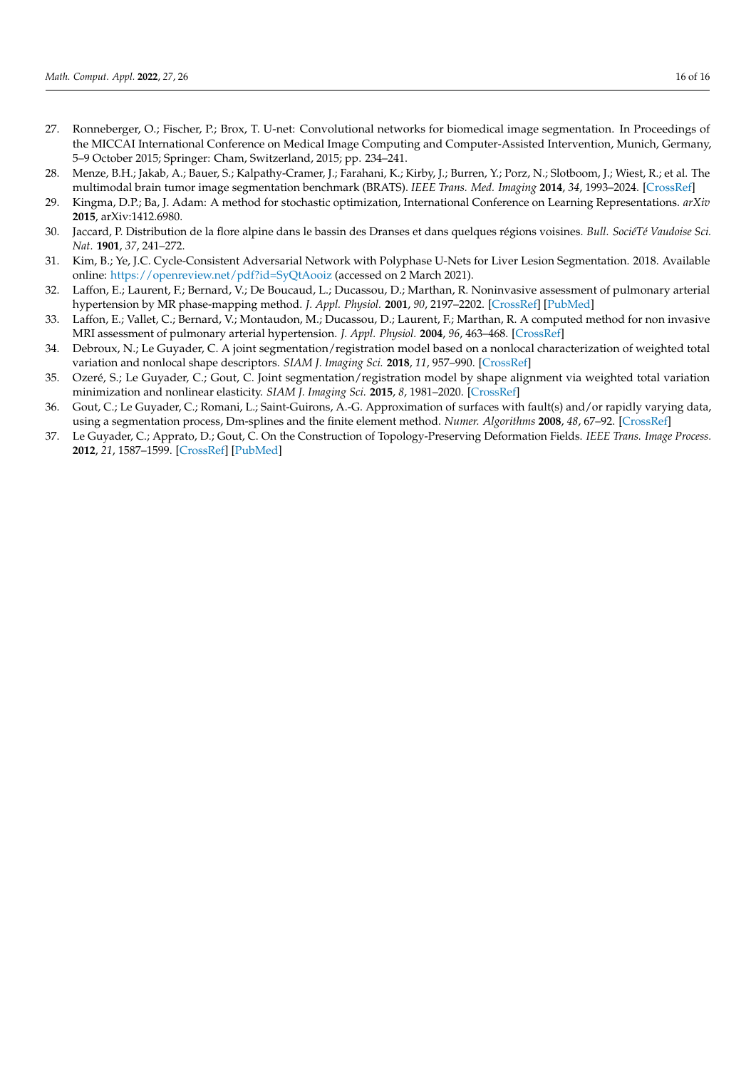27. Ronneberger, O.; Fischer, P.; Brox, T. U-net: Convolutional networks for biomedical image segmentation. In Proceedings of the MICCAI International Conference on Medical Image Computing and Computer-Assisted Intervention, Munich, Germany, 5–9 October 2015; Springer: Cham, Switzerland, 2015; pp. 234–241.
28. Menze, B.H.; Jakab, A.; Bauer, S.; Kalpathy-Cramer, J.; Farahani, K.; Kirby, J.; Burren, Y.; Porz, N.; Slotboom, J.; Wiest, R.; et al. The multimodal brain tumor image segmentation benchmark (BRATS). *IEEE Trans. Med. Imaging* **2014**, *34*, 1993–2024. [CrossRef]
29. Kingma, D.P.; Ba, J. Adam: A method for stochastic optimization, International Conference on Learning Representations. *arXiv* **2015**, arXiv:1412.6980.
30. Jaccard, P. Distribution de la flore alpine dans le bassin des Dranses et dans quelques régions voisines. *Bull. SociéTé Vaudoise Sci. Nat.* **1901**, *37*, 241–272.
31. Kim, B.; Ye, J.C. Cycle-Consistent Adversarial Network with Polyphase U-Nets for Liver Lesion Segmentation. 2018. Available online: https://openreview.net/pdf?id=SyQtAooiz (accessed on 2 March 2021).
32. Laffon, E.; Laurent, F.; Bernard, V.; De Boucaud, L.; Ducassou, D.; Marthan, R. Noninvasive assessment of pulmonary arterial hypertension by MR phase-mapping method. *J. Appl. Physiol.* **2001**, *90*, 2197–2202. [CrossRef] [PubMed]
33. Laffon, E.; Vallet, C.; Bernard, V.; Montaudon, M.; Ducassou, D.; Laurent, F.; Marthan, R. A computed method for non invasive MRI assessment of pulmonary arterial hypertension. *J. Appl. Physiol.* **2004**, *96*, 463–468. [CrossRef]
34. Debroux, N.; Le Guyader, C. A joint segmentation/registration model based on a nonlocal characterization of weighted total variation and nonlocal shape descriptors. *SIAM J. Imaging Sci.* **2018**, *11*, 957–990. [CrossRef]
35. Ozeré, S.; Le Guyader, C.; Gout, C. Joint segmentation/registration model by shape alignment via weighted total variation minimization and nonlinear elasticity. *SIAM J. Imaging Sci.* **2015**, *8*, 1981–2020. [CrossRef]
36. Gout, C.; Le Guyader, C.; Romani, L.; Saint-Guirons, A.-G. Approximation of surfaces with fault(s) and/or rapidly varying data, using a segmentation process, Dm-splines and the finite element method. *Numer. Algorithms* **2008**, *48*, 67–92. [CrossRef]
37. Le Guyader, C.; Apprato, D.; Gout, C. On the Construction of Topology-Preserving Deformation Fields. *IEEE Trans. Image Process.* **2012**, *21*, 1587–1599. [CrossRef] [PubMed]